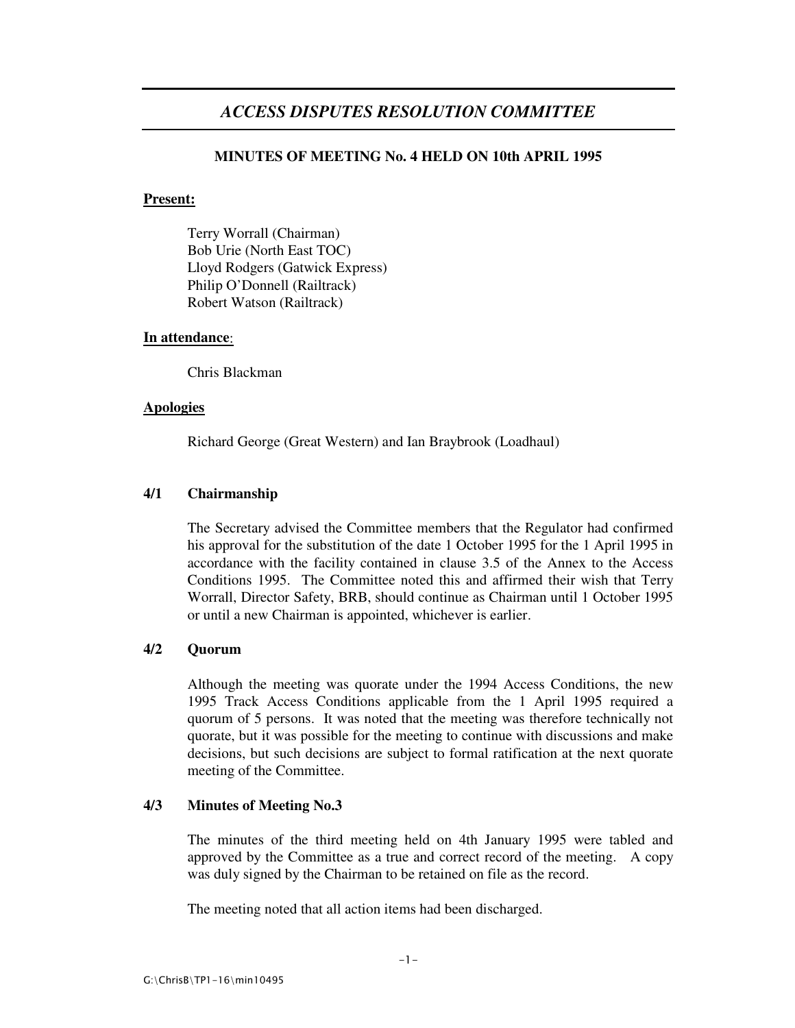# *ACCESS DISPUTES RESOLUTION COMMITTEE*

## MINUTES OF MEETING No. 4 HELD ON 10th APRIL 1995

**Present:**

Terry Worrall (Chairman)
Bob Urie (North East TOC)
Lloyd Rodgers (Gatwick Express)
Philip O'Donnell (Railtrack)
Robert Watson (Railtrack)

**In attendance**:

Chris Blackman

**Apologies**

Richard George (Great Western) and Ian Braybrook (Loadhaul)

### 4/1 Chairmanship

The Secretary advised the Committee members that the Regulator had confirmed his approval for the substitution of the date 1 October 1995 for the 1 April 1995 in accordance with the facility contained in clause 3.5 of the Annex to the Access Conditions 1995. The Committee noted this and affirmed their wish that Terry Worrall, Director Safety, BRB, should continue as Chairman until 1 October 1995 or until a new Chairman is appointed, whichever is earlier.

### 4/2 Quorum

Although the meeting was quorate under the 1994 Access Conditions, the new 1995 Track Access Conditions applicable from the 1 April 1995 required a quorum of 5 persons. It was noted that the meeting was therefore technically not quorate, but it was possible for the meeting to continue with discussions and make decisions, but such decisions are subject to formal ratification at the next quorate meeting of the Committee.

### 4/3 Minutes of Meeting No.3

The minutes of the third meeting held on 4th January 1995 were tabled and approved by the Committee as a true and correct record of the meeting. A copy was duly signed by the Chairman to be retained on file as the record.

The meeting noted that all action items had been discharged.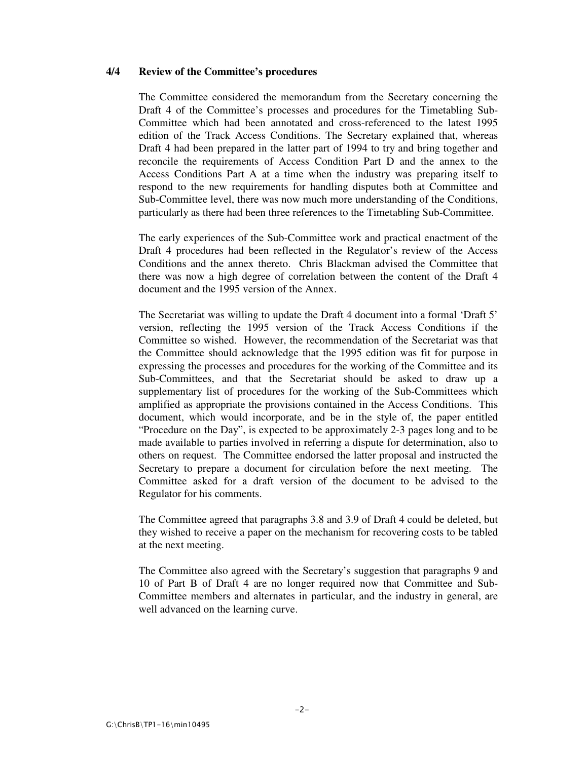**4/4 Review of the Committee's procedures**

The Committee considered the memorandum from the Secretary concerning the Draft 4 of the Committee's processes and procedures for the Timetabling Sub-Committee which had been annotated and cross-referenced to the latest 1995 edition of the Track Access Conditions. The Secretary explained that, whereas Draft 4 had been prepared in the latter part of 1994 to try and bring together and reconcile the requirements of Access Condition Part D and the annex to the Access Conditions Part A at a time when the industry was preparing itself to respond to the new requirements for handling disputes both at Committee and Sub-Committee level, there was now much more understanding of the Conditions, particularly as there had been three references to the Timetabling Sub-Committee.

The early experiences of the Sub-Committee work and practical enactment of the Draft 4 procedures had been reflected in the Regulator's review of the Access Conditions and the annex thereto. Chris Blackman advised the Committee that there was now a high degree of correlation between the content of the Draft 4 document and the 1995 version of the Annex.

The Secretariat was willing to update the Draft 4 document into a formal 'Draft 5' version, reflecting the 1995 version of the Track Access Conditions if the Committee so wished. However, the recommendation of the Secretariat was that the Committee should acknowledge that the 1995 edition was fit for purpose in expressing the processes and procedures for the working of the Committee and its Sub-Committees, and that the Secretariat should be asked to draw up a supplementary list of procedures for the working of the Sub-Committees which amplified as appropriate the provisions contained in the Access Conditions. This document, which would incorporate, and be in the style of, the paper entitled "Procedure on the Day", is expected to be approximately 2-3 pages long and to be made available to parties involved in referring a dispute for determination, also to others on request. The Committee endorsed the latter proposal and instructed the Secretary to prepare a document for circulation before the next meeting. The Committee asked for a draft version of the document to be advised to the Regulator for his comments.

The Committee agreed that paragraphs 3.8 and 3.9 of Draft 4 could be deleted, but they wished to receive a paper on the mechanism for recovering costs to be tabled at the next meeting.

The Committee also agreed with the Secretary's suggestion that paragraphs 9 and 10 of Part B of Draft 4 are no longer required now that Committee and Sub-Committee members and alternates in particular, and the industry in general, are well advanced on the learning curve.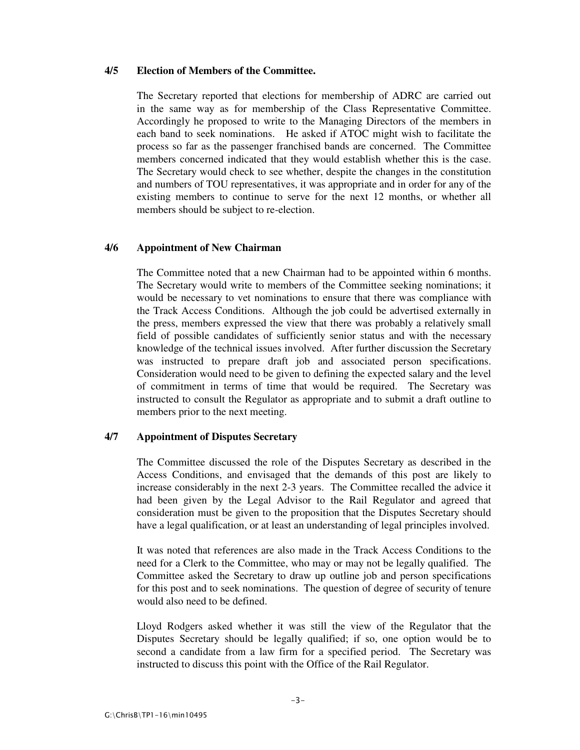**4/5 Election of Members of the Committee.**

The Secretary reported that elections for membership of ADRC are carried out in the same way as for membership of the Class Representative Committee. Accordingly he proposed to write to the Managing Directors of the members in each band to seek nominations. He asked if ATOC might wish to facilitate the process so far as the passenger franchised bands are concerned. The Committee members concerned indicated that they would establish whether this is the case. The Secretary would check to see whether, despite the changes in the constitution and numbers of TOU representatives, it was appropriate and in order for any of the existing members to continue to serve for the next 12 months, or whether all members should be subject to re-election.

**4/6 Appointment of New Chairman**

The Committee noted that a new Chairman had to be appointed within 6 months. The Secretary would write to members of the Committee seeking nominations; it would be necessary to vet nominations to ensure that there was compliance with the Track Access Conditions. Although the job could be advertised externally in the press, members expressed the view that there was probably a relatively small field of possible candidates of sufficiently senior status and with the necessary knowledge of the technical issues involved. After further discussion the Secretary was instructed to prepare draft job and associated person specifications. Consideration would need to be given to defining the expected salary and the level of commitment in terms of time that would be required. The Secretary was instructed to consult the Regulator as appropriate and to submit a draft outline to members prior to the next meeting.

**4/7 Appointment of Disputes Secretary**

The Committee discussed the role of the Disputes Secretary as described in the Access Conditions, and envisaged that the demands of this post are likely to increase considerably in the next 2-3 years. The Committee recalled the advice it had been given by the Legal Advisor to the Rail Regulator and agreed that consideration must be given to the proposition that the Disputes Secretary should have a legal qualification, or at least an understanding of legal principles involved.

It was noted that references are also made in the Track Access Conditions to the need for a Clerk to the Committee, who may or may not be legally qualified. The Committee asked the Secretary to draw up outline job and person specifications for this post and to seek nominations. The question of degree of security of tenure would also need to be defined.

Lloyd Rodgers asked whether it was still the view of the Regulator that the Disputes Secretary should be legally qualified; if so, one option would be to second a candidate from a law firm for a specified period. The Secretary was instructed to discuss this point with the Office of the Rail Regulator.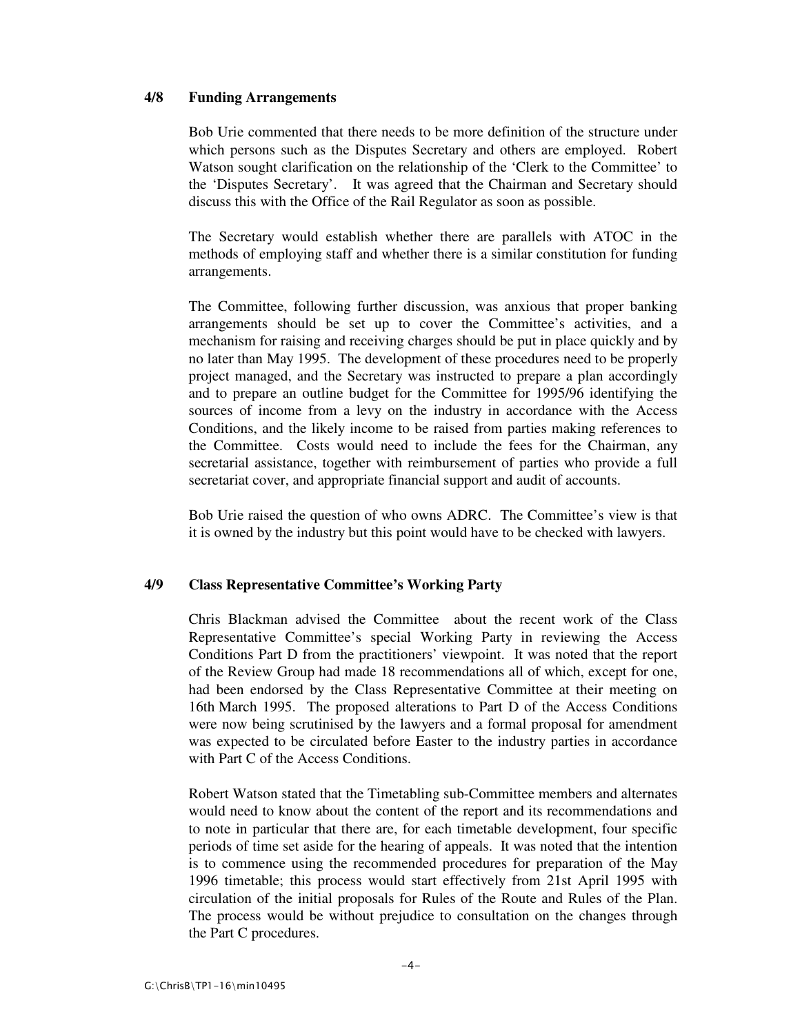### 4/8 Funding Arrangements

Bob Urie commented that there needs to be more definition of the structure under which persons such as the Disputes Secretary and others are employed. Robert Watson sought clarification on the relationship of the 'Clerk to the Committee' to the 'Disputes Secretary'. It was agreed that the Chairman and Secretary should discuss this with the Office of the Rail Regulator as soon as possible.

The Secretary would establish whether there are parallels with ATOC in the methods of employing staff and whether there is a similar constitution for funding arrangements.

The Committee, following further discussion, was anxious that proper banking arrangements should be set up to cover the Committee's activities, and a mechanism for raising and receiving charges should be put in place quickly and by no later than May 1995. The development of these procedures need to be properly project managed, and the Secretary was instructed to prepare a plan accordingly and to prepare an outline budget for the Committee for 1995/96 identifying the sources of income from a levy on the industry in accordance with the Access Conditions, and the likely income to be raised from parties making references to the Committee. Costs would need to include the fees for the Chairman, any secretarial assistance, together with reimbursement of parties who provide a full secretariat cover, and appropriate financial support and audit of accounts.

Bob Urie raised the question of who owns ADRC. The Committee's view is that it is owned by the industry but this point would have to be checked with lawyers.

### 4/9 Class Representative Committee's Working Party

Chris Blackman advised the Committee about the recent work of the Class Representative Committee's special Working Party in reviewing the Access Conditions Part D from the practitioners' viewpoint. It was noted that the report of the Review Group had made 18 recommendations all of which, except for one, had been endorsed by the Class Representative Committee at their meeting on 16th March 1995. The proposed alterations to Part D of the Access Conditions were now being scrutinised by the lawyers and a formal proposal for amendment was expected to be circulated before Easter to the industry parties in accordance with Part C of the Access Conditions.

Robert Watson stated that the Timetabling sub-Committee members and alternates would need to know about the content of the report and its recommendations and to note in particular that there are, for each timetable development, four specific periods of time set aside for the hearing of appeals. It was noted that the intention is to commence using the recommended procedures for preparation of the May 1996 timetable; this process would start effectively from 21st April 1995 with circulation of the initial proposals for Rules of the Route and Rules of the Plan. The process would be without prejudice to consultation on the changes through the Part C procedures.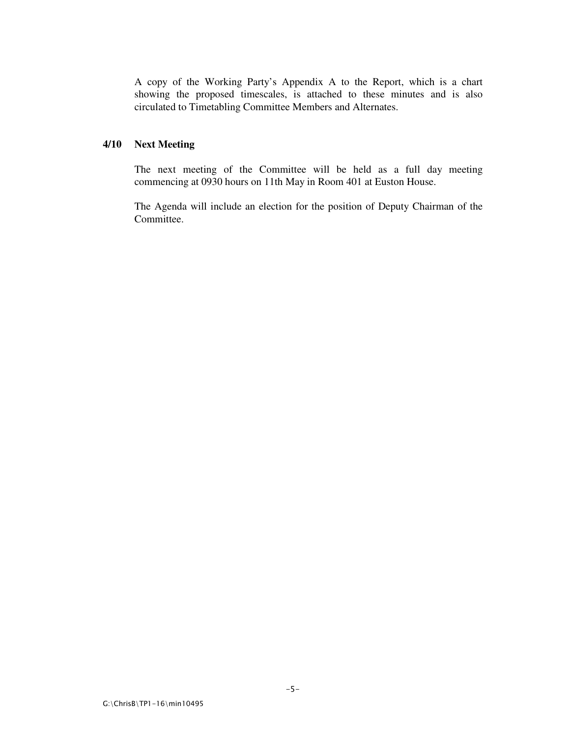A copy of the Working Party's Appendix A to the Report, which is a chart showing the proposed timescales, is attached to these minutes and is also circulated to Timetabling Committee Members and Alternates.

**4/10 Next Meeting**

The next meeting of the Committee will be held as a full day meeting commencing at 0930 hours on 11th May in Room 401 at Euston House.

The Agenda will include an election for the position of Deputy Chairman of the Committee.

G:\ChrisB\TP1-16\min10495